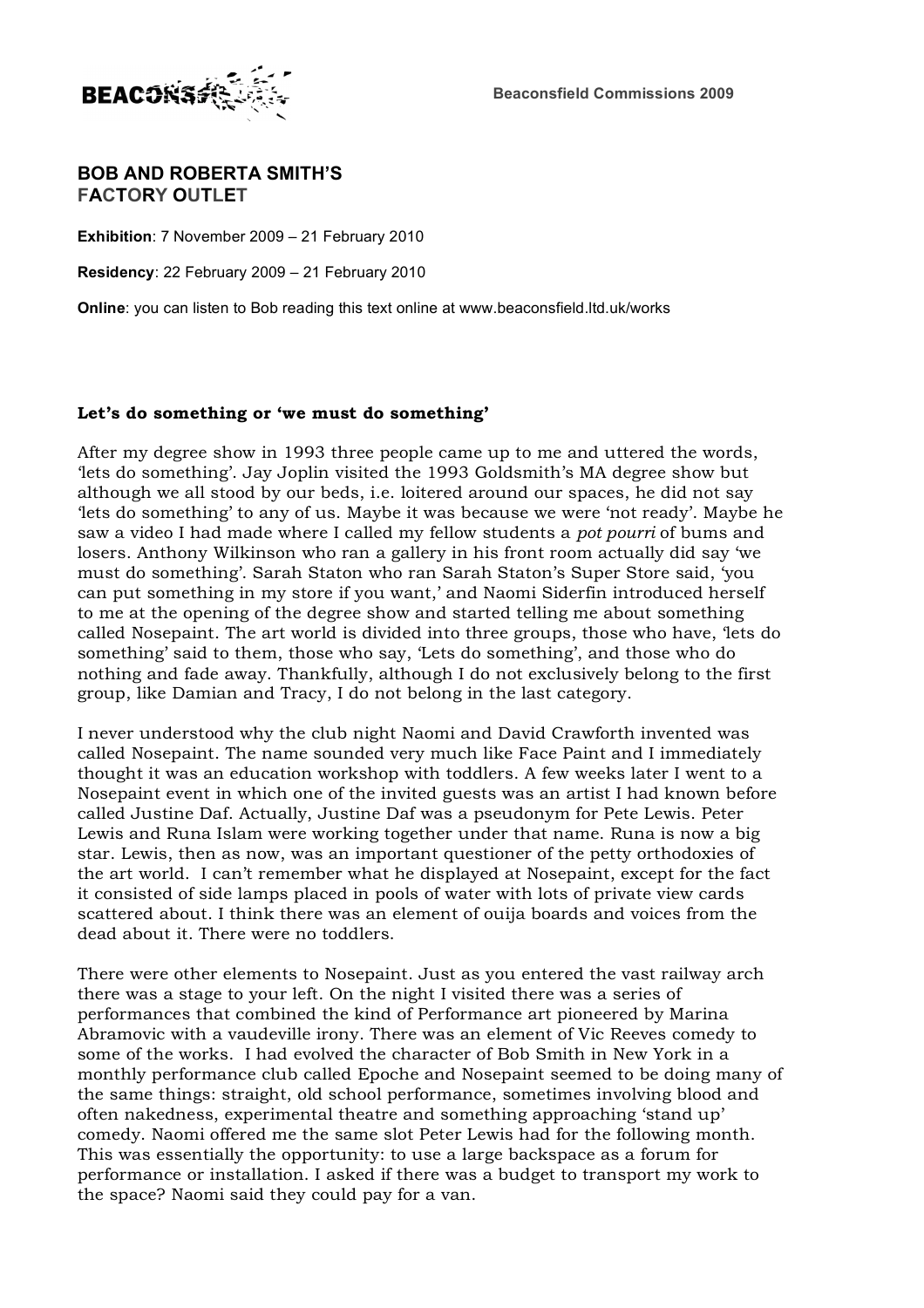Beaconsfield Commissions 2009

# BOB AND ROBERTA SMITH'S
# FACTORY OUTLET

**Exhibition**: 7 November 2009 – 21 February 2010

**Residency**: 22 February 2009 – 21 February 2010

**Online**: you can listen to Bob reading this text online at www.beaconsfield.ltd.uk/works

## Let's do something or 'we must do something'

After my degree show in 1993 three people came up to me and uttered the words, 'lets do something'. Jay Joplin visited the 1993 Goldsmith's MA degree show but although we all stood by our beds, i.e. loitered around our spaces, he did not say 'lets do something' to any of us. Maybe it was because we were 'not ready'. Maybe he saw a video I had made where I called my fellow students a *pot pourri* of bums and losers. Anthony Wilkinson who ran a gallery in his front room actually did say 'we must do something'. Sarah Staton who ran Sarah Staton's Super Store said, 'you can put something in my store if you want,' and Naomi Siderfin introduced herself to me at the opening of the degree show and started telling me about something called Nosepaint. The art world is divided into three groups, those who have, 'lets do something' said to them, those who say, 'Lets do something', and those who do nothing and fade away. Thankfully, although I do not exclusively belong to the first group, like Damian and Tracy, I do not belong in the last category.

I never understood why the club night Naomi and David Crawforth invented was called Nosepaint. The name sounded very much like Face Paint and I immediately thought it was an education workshop with toddlers. A few weeks later I went to a Nosepaint event in which one of the invited guests was an artist I had known before called Justine Daf. Actually, Justine Daf was a pseudonym for Pete Lewis. Peter Lewis and Runa Islam were working together under that name. Runa is now a big star. Lewis, then as now, was an important questioner of the petty orthodoxies of the art world. I can't remember what he displayed at Nosepaint, except for the fact it consisted of side lamps placed in pools of water with lots of private view cards scattered about. I think there was an element of ouija boards and voices from the dead about it. There were no toddlers.

There were other elements to Nosepaint. Just as you entered the vast railway arch there was a stage to your left. On the night I visited there was a series of performances that combined the kind of Performance art pioneered by Marina Abramovic with a vaudeville irony. There was an element of Vic Reeves comedy to some of the works. I had evolved the character of Bob Smith in New York in a monthly performance club called Epoche and Nosepaint seemed to be doing many of the same things: straight, old school performance, sometimes involving blood and often nakedness, experimental theatre and something approaching 'stand up' comedy. Naomi offered me the same slot Peter Lewis had for the following month. This was essentially the opportunity: to use a large backspace as a forum for performance or installation. I asked if there was a budget to transport my work to the space? Naomi said they could pay for a van.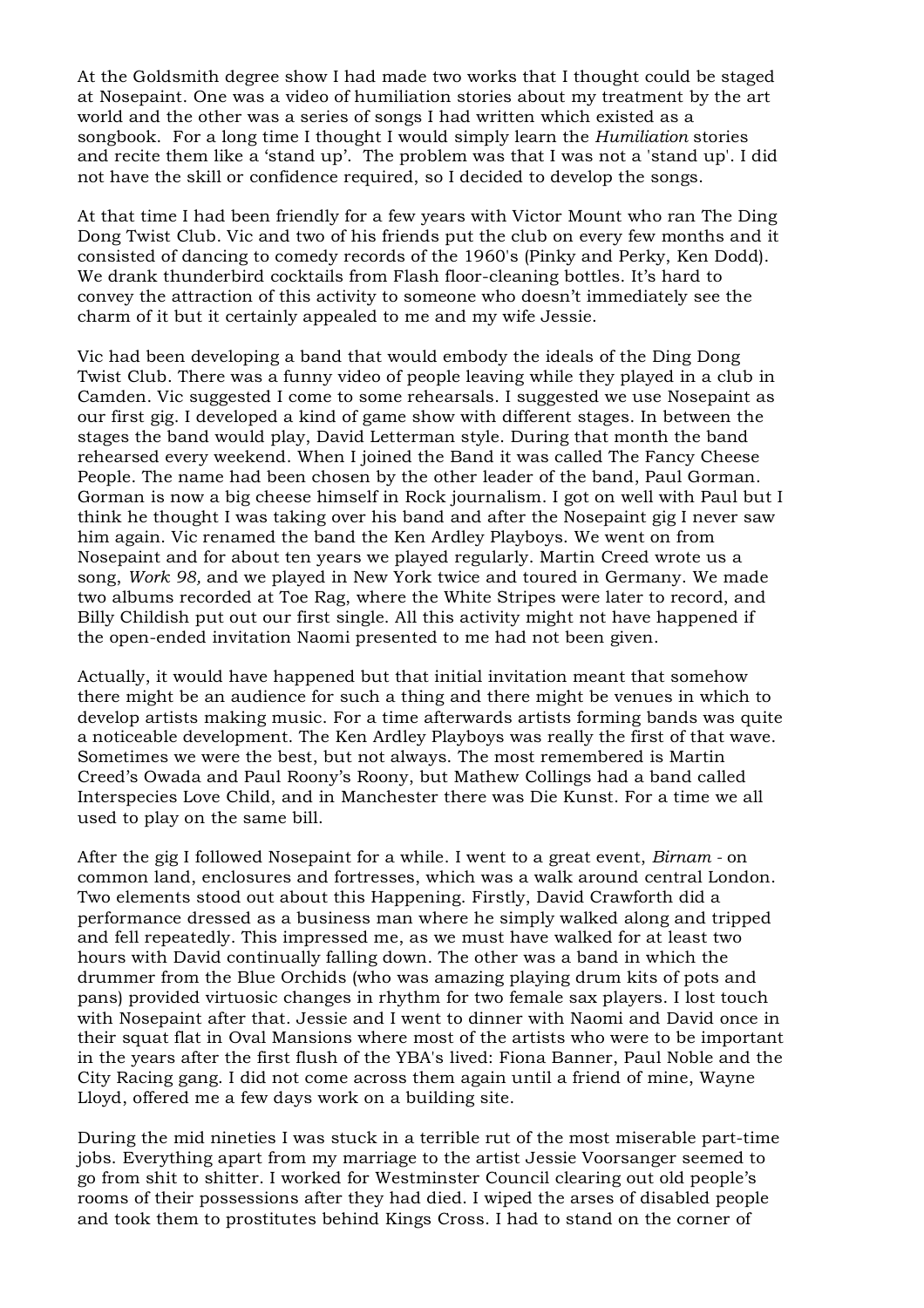At the Goldsmith degree show I had made two works that I thought could be staged at Nosepaint. One was a video of humiliation stories about my treatment by the art world and the other was a series of songs I had written which existed as a songbook. For a long time I thought I would simply learn the *Humiliation* stories and recite them like a 'stand up'. The problem was that I was not a 'stand up'. I did not have the skill or confidence required, so I decided to develop the songs.

At that time I had been friendly for a few years with Victor Mount who ran The Ding Dong Twist Club. Vic and two of his friends put the club on every few months and it consisted of dancing to comedy records of the 1960's (Pinky and Perky, Ken Dodd). We drank thunderbird cocktails from Flash floor-cleaning bottles. It's hard to convey the attraction of this activity to someone who doesn't immediately see the charm of it but it certainly appealed to me and my wife Jessie.

Vic had been developing a band that would embody the ideals of the Ding Dong Twist Club. There was a funny video of people leaving while they played in a club in Camden. Vic suggested I come to some rehearsals. I suggested we use Nosepaint as our first gig. I developed a kind of game show with different stages. In between the stages the band would play, David Letterman style. During that month the band rehearsed every weekend. When I joined the Band it was called The Fancy Cheese People. The name had been chosen by the other leader of the band, Paul Gorman. Gorman is now a big cheese himself in Rock journalism. I got on well with Paul but I think he thought I was taking over his band and after the Nosepaint gig I never saw him again. Vic renamed the band the Ken Ardley Playboys. We went on from Nosepaint and for about ten years we played regularly. Martin Creed wrote us a song, *Work 98,* and we played in New York twice and toured in Germany. We made two albums recorded at Toe Rag, where the White Stripes were later to record, and Billy Childish put out our first single. All this activity might not have happened if the open-ended invitation Naomi presented to me had not been given.

Actually, it would have happened but that initial invitation meant that somehow there might be an audience for such a thing and there might be venues in which to develop artists making music. For a time afterwards artists forming bands was quite a noticeable development. The Ken Ardley Playboys was really the first of that wave. Sometimes we were the best, but not always. The most remembered is Martin Creed's Owada and Paul Roony's Roony, but Mathew Collings had a band called Interspecies Love Child, and in Manchester there was Die Kunst. For a time we all used to play on the same bill.

After the gig I followed Nosepaint for a while. I went to a great event, *Birnam* - on common land, enclosures and fortresses, which was a walk around central London. Two elements stood out about this Happening. Firstly, David Crawforth did a performance dressed as a business man where he simply walked along and tripped and fell repeatedly. This impressed me, as we must have walked for at least two hours with David continually falling down. The other was a band in which the drummer from the Blue Orchids (who was amazing playing drum kits of pots and pans) provided virtuosic changes in rhythm for two female sax players. I lost touch with Nosepaint after that. Jessie and I went to dinner with Naomi and David once in their squat flat in Oval Mansions where most of the artists who were to be important in the years after the first flush of the YBA's lived: Fiona Banner, Paul Noble and the City Racing gang. I did not come across them again until a friend of mine, Wayne Lloyd, offered me a few days work on a building site.

During the mid nineties I was stuck in a terrible rut of the most miserable part-time jobs. Everything apart from my marriage to the artist Jessie Voorsanger seemed to go from shit to shitter. I worked for Westminster Council clearing out old people's rooms of their possessions after they had died. I wiped the arses of disabled people and took them to prostitutes behind Kings Cross. I had to stand on the corner of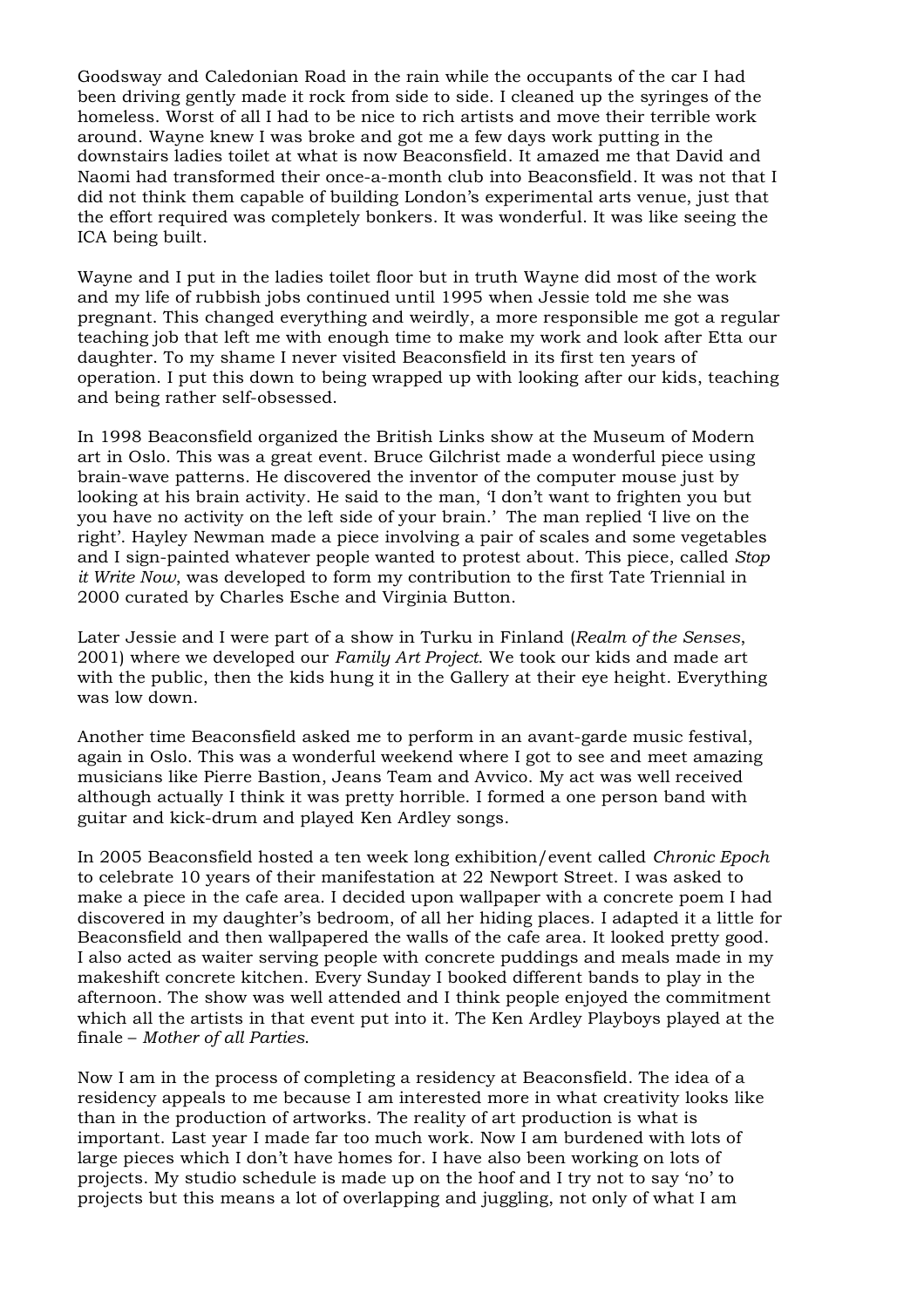Goodsway and Caledonian Road in the rain while the occupants of the car I had been driving gently made it rock from side to side. I cleaned up the syringes of the homeless. Worst of all I had to be nice to rich artists and move their terrible work around. Wayne knew I was broke and got me a few days work putting in the downstairs ladies toilet at what is now Beaconsfield. It amazed me that David and Naomi had transformed their once-a-month club into Beaconsfield. It was not that I did not think them capable of building London's experimental arts venue, just that the effort required was completely bonkers. It was wonderful. It was like seeing the ICA being built.

Wayne and I put in the ladies toilet floor but in truth Wayne did most of the work and my life of rubbish jobs continued until 1995 when Jessie told me she was pregnant. This changed everything and weirdly, a more responsible me got a regular teaching job that left me with enough time to make my work and look after Etta our daughter. To my shame I never visited Beaconsfield in its first ten years of operation. I put this down to being wrapped up with looking after our kids, teaching and being rather self-obsessed.

In 1998 Beaconsfield organized the British Links show at the Museum of Modern art in Oslo. This was a great event. Bruce Gilchrist made a wonderful piece using brain-wave patterns. He discovered the inventor of the computer mouse just by looking at his brain activity. He said to the man, 'I don't want to frighten you but you have no activity on the left side of your brain.' The man replied 'I live on the right'. Hayley Newman made a piece involving a pair of scales and some vegetables and I sign-painted whatever people wanted to protest about. This piece, called *Stop it Write Now*, was developed to form my contribution to the first Tate Triennial in 2000 curated by Charles Esche and Virginia Button.

Later Jessie and I were part of a show in Turku in Finland (*Realm of the Senses*, 2001) where we developed our *Family Art Project*. We took our kids and made art with the public, then the kids hung it in the Gallery at their eye height. Everything was low down.

Another time Beaconsfield asked me to perform in an avant-garde music festival, again in Oslo. This was a wonderful weekend where I got to see and meet amazing musicians like Pierre Bastion, Jeans Team and Avvico. My act was well received although actually I think it was pretty horrible. I formed a one person band with guitar and kick-drum and played Ken Ardley songs.

In 2005 Beaconsfield hosted a ten week long exhibition/event called *Chronic Epoch* to celebrate 10 years of their manifestation at 22 Newport Street. I was asked to make a piece in the cafe area. I decided upon wallpaper with a concrete poem I had discovered in my daughter's bedroom, of all her hiding places. I adapted it a little for Beaconsfield and then wallpapered the walls of the cafe area. It looked pretty good. I also acted as waiter serving people with concrete puddings and meals made in my makeshift concrete kitchen. Every Sunday I booked different bands to play in the afternoon. The show was well attended and I think people enjoyed the commitment which all the artists in that event put into it. The Ken Ardley Playboys played at the finale – *Mother of all Parties*.

Now I am in the process of completing a residency at Beaconsfield. The idea of a residency appeals to me because I am interested more in what creativity looks like than in the production of artworks. The reality of art production is what is important. Last year I made far too much work. Now I am burdened with lots of large pieces which I don't have homes for. I have also been working on lots of projects. My studio schedule is made up on the hoof and I try not to say 'no' to projects but this means a lot of overlapping and juggling, not only of what I am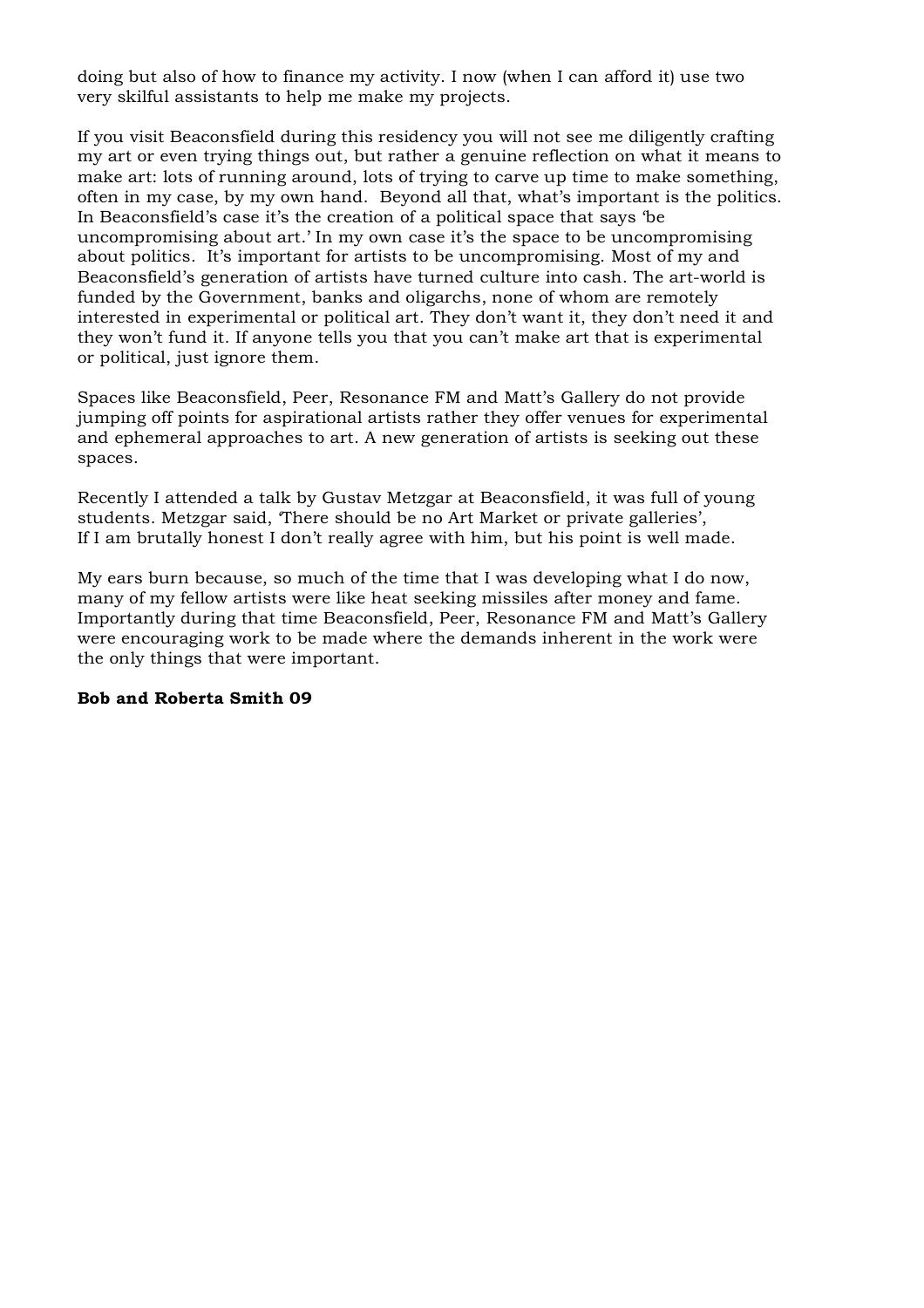doing but also of how to finance my activity. I now (when I can afford it) use two very skilful assistants to help me make my projects.

If you visit Beaconsfield during this residency you will not see me diligently crafting my art or even trying things out, but rather a genuine reflection on what it means to make art: lots of running around, lots of trying to carve up time to make something, often in my case, by my own hand.  Beyond all that, what's important is the politics. In Beaconsfield's case it's the creation of a political space that says 'be uncompromising about art.' In my own case it's the space to be uncompromising about politics.  It's important for artists to be uncompromising. Most of my and Beaconsfield's generation of artists have turned culture into cash. The art-world is funded by the Government, banks and oligarchs, none of whom are remotely interested in experimental or political art. They don't want it, they don't need it and they won't fund it. If anyone tells you that you can't make art that is experimental or political, just ignore them.

Spaces like Beaconsfield, Peer, Resonance FM and Matt's Gallery do not provide jumping off points for aspirational artists rather they offer venues for experimental and ephemeral approaches to art. A new generation of artists is seeking out these spaces.

Recently I attended a talk by Gustav Metzgar at Beaconsfield, it was full of young students. Metzgar said, 'There should be no Art Market or private galleries',
If I am brutally honest I don't really agree with him, but his point is well made.

My ears burn because, so much of the time that I was developing what I do now, many of my fellow artists were like heat seeking missiles after money and fame. Importantly during that time Beaconsfield, Peer, Resonance FM and Matt's Gallery were encouraging work to be made where the demands inherent in the work were the only things that were important.

**Bob and Roberta Smith 09**